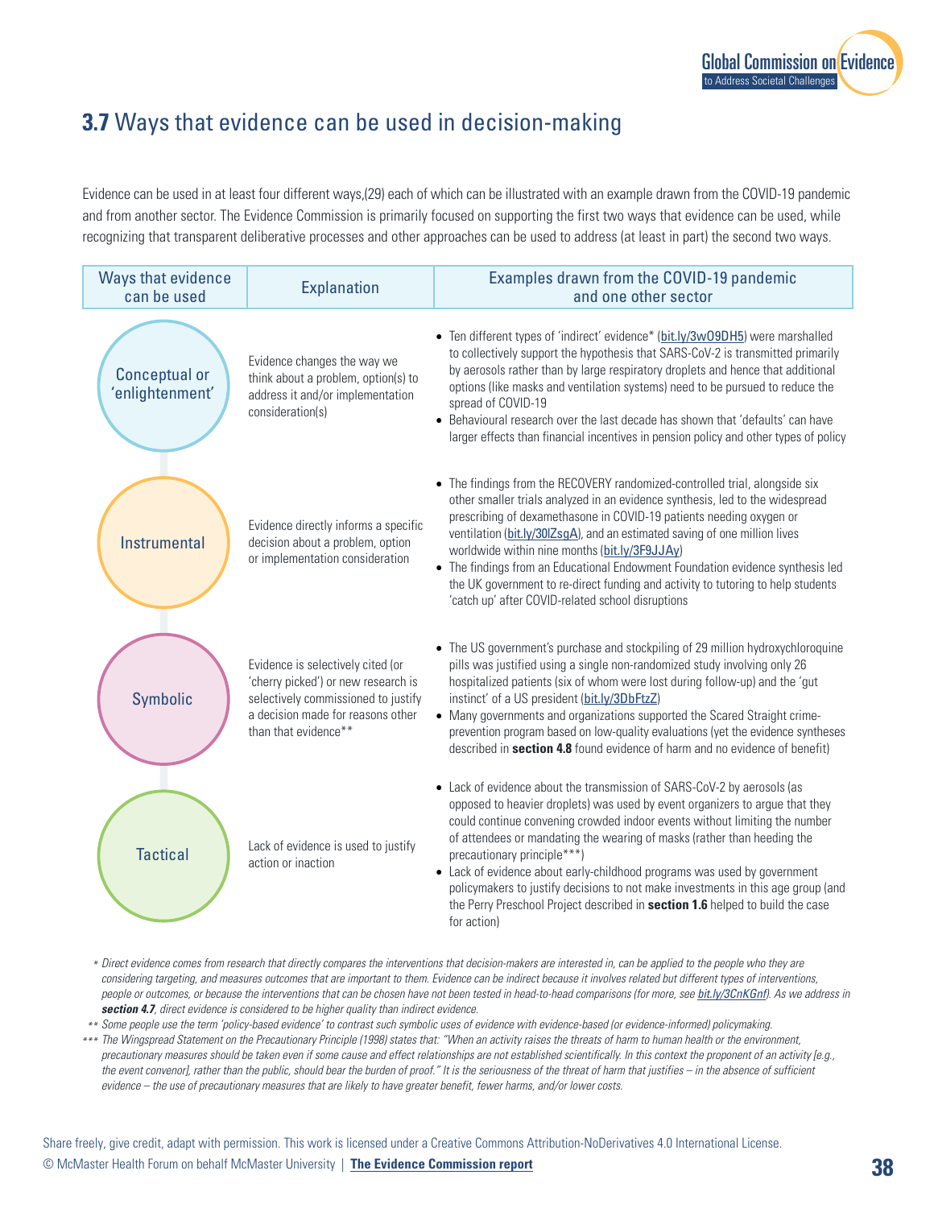## **3.7** Ways that evidence can be used in decision-making

Evidence can be used in at least four different ways,(29) each of which can be illustrated with an example drawn from the COVID-19 pandemic and from another sector. The Evidence Commission is primarily focused on supporting the first two ways that evidence can be used, while recognizing that transparent deliberative processes and other approaches can be used to address (at least in part) the second two ways.

| Ways that evidence can be used | Explanation | Examples drawn from the COVID-19 pandemic and one other sector |
|---|---|---|
| Conceptual or 'enlightenment' | Evidence changes the way we think about a problem, option(s) to address it and/or implementation consideration(s) | • Ten different types of 'indirect' evidence* (bit.ly/3wO9DH5) were marshalled to collectively support the hypothesis that SARS-CoV-2 is transmitted primarily by aerosols rather than by large respiratory droplets and hence that additional options (like masks and ventilation systems) need to be pursued to reduce the spread of COVID-19<br>• Behavioural research over the last decade has shown that 'defaults' can have larger effects than financial incentives in pension policy and other types of policy |
| Instrumental | Evidence directly informs a specific decision about a problem, option or implementation consideration | • The findings from the RECOVERY randomized-controlled trial, alongside six other smaller trials analyzed in an evidence synthesis, led to the widespread prescribing of dexamethasone in COVID-19 patients needing oxygen or ventilation (bit.ly/30lZsgA), and an estimated saving of one million lives worldwide within nine months (bit.ly/3F9JJAy)<br>• The findings from an Educational Endowment Foundation evidence synthesis led the UK government to re-direct funding and activity to tutoring to help students 'catch up' after COVID-related school disruptions |
| Symbolic | Evidence is selectively cited (or 'cherry picked') or new research is selectively commissioned to justify a decision made for reasons other than that evidence** | • The US government's purchase and stockpiling of 29 million hydroxychloroquine pills was justified using a single non-randomized study involving only 26 hospitalized patients (six of whom were lost during follow-up) and the 'gut instinct' of a US president (bit.ly/3DbFtzZ)<br>• Many governments and organizations supported the Scared Straight crime-prevention program based on low-quality evaluations (yet the evidence syntheses described in **section 4.8** found evidence of harm and no evidence of benefit) |
| Tactical | Lack of evidence is used to justify action or inaction | • Lack of evidence about the transmission of SARS-CoV-2 by aerosols (as opposed to heavier droplets) was used by event organizers to argue that they could continue convening crowded indoor events without limiting the number of attendees or mandating the wearing of masks (rather than heeding the precautionary principle***)<br>• Lack of evidence about early-childhood programs was used by government policymakers to justify decisions to not make investments in this age group (and the Perry Preschool Project described in **section 1.6** helped to build the case for action) |

\* *Direct evidence comes from research that directly compares the interventions that decision-makers are interested in, can be applied to the people who they are considering targeting, and measures outcomes that are important to them. Evidence can be indirect because it involves related but different types of interventions, people or outcomes, or because the interventions that can be chosen have not been tested in head-to-head comparisons (for more, see bit.ly/3CnKGnf). As we address in* ***section 4.7****, direct evidence is considered to be higher quality than indirect evidence.*

\*\* *Some people use the term 'policy-based evidence' to contrast such symbolic uses of evidence with evidence-based (or evidence-informed) policymaking.*

\*\*\* *The Wingspread Statement on the Precautionary Principle (1998) states that: "When an activity raises the threats of harm to human health or the environment, precautionary measures should be taken even if some cause and effect relationships are not established scientifically. In this context the proponent of an activity [e.g., the event convenor], rather than the public, should bear the burden of proof." It is the seriousness of the threat of harm that justifies – in the absence of sufficient evidence – the use of precautionary measures that are likely to have greater benefit, fewer harms, and/or lower costs.*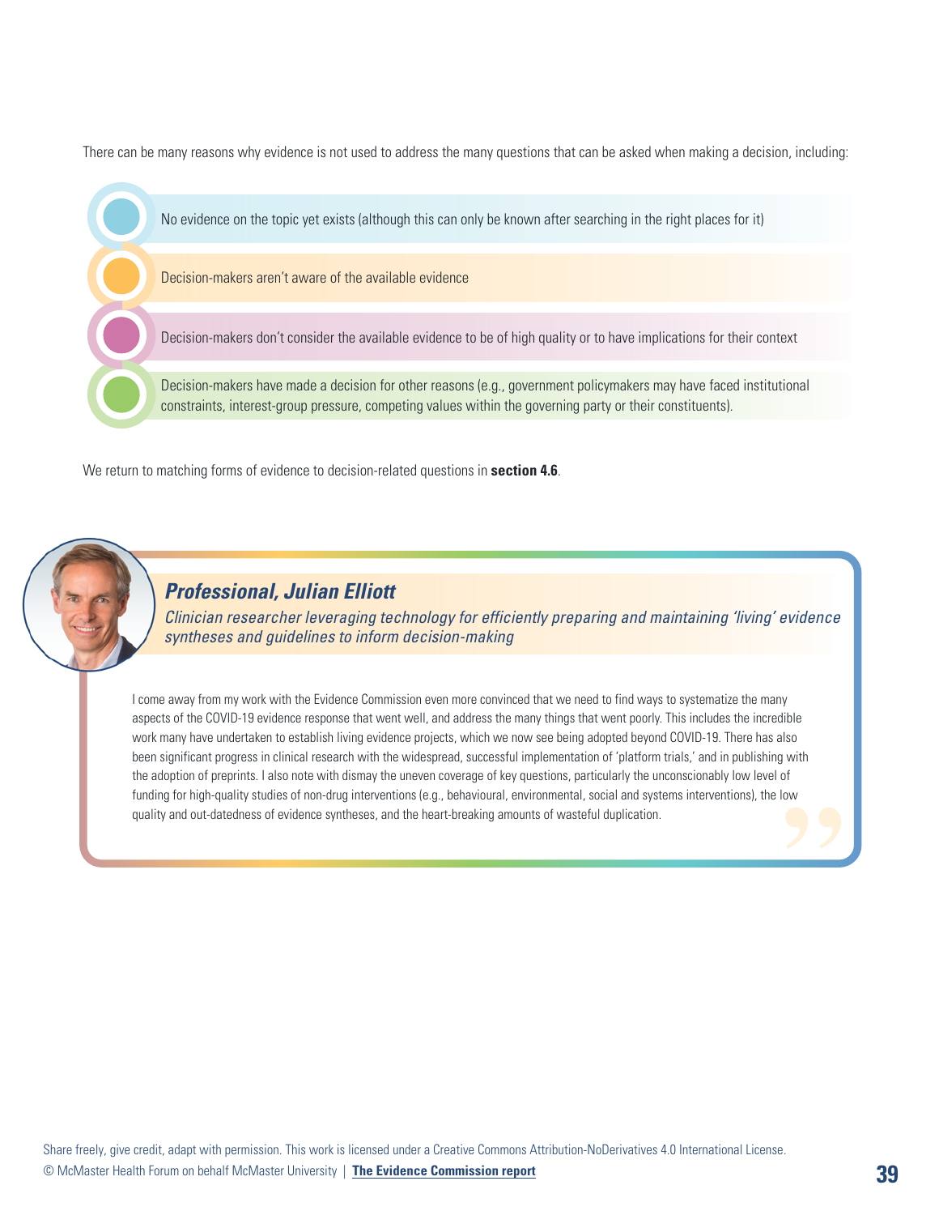There can be many reasons why evidence is not used to address the many questions that can be asked when making a decision, including:

- No evidence on the topic yet exists (although this can only be known after searching in the right places for it)
- Decision-makers aren't aware of the available evidence
- Decision-makers don't consider the available evidence to be of high quality or to have implications for their context
- Decision-makers have made a decision for other reasons (e.g., government policymakers may have faced institutional constraints, interest-group pressure, competing values within the governing party or their constituents).

We return to matching forms of evidence to decision-related questions in **section 4.6**.

### *Professional, Julian Elliott*

*Clinician researcher leveraging technology for efficiently preparing and maintaining 'living' evidence syntheses and guidelines to inform decision-making*

I come away from my work with the Evidence Commission even more convinced that we need to find ways to systematize the many aspects of the COVID-19 evidence response that went well, and address the many things that went poorly. This includes the incredible work many have undertaken to establish living evidence projects, which we now see being adopted beyond COVID-19. There has also been significant progress in clinical research with the widespread, successful implementation of 'platform trials,' and in publishing with the adoption of preprints. I also note with dismay the uneven coverage of key questions, particularly the unconscionably low level of funding for high-quality studies of non-drug interventions (e.g., behavioural, environmental, social and systems interventions), the low quality and out-datedness of evidence syntheses, and the heart-breaking amounts of wasteful duplication.